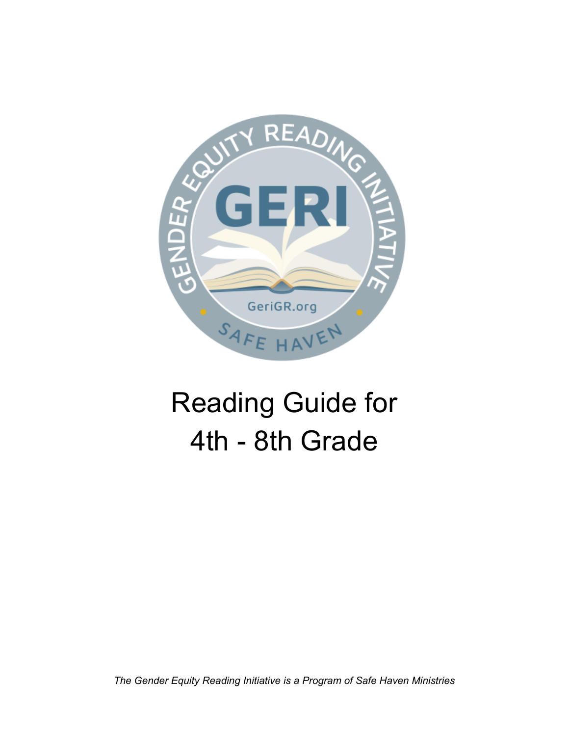# Reading Guide for 4th - 8th Grade

*The Gender Equity Reading Initiative is a Program of Safe Haven Ministries*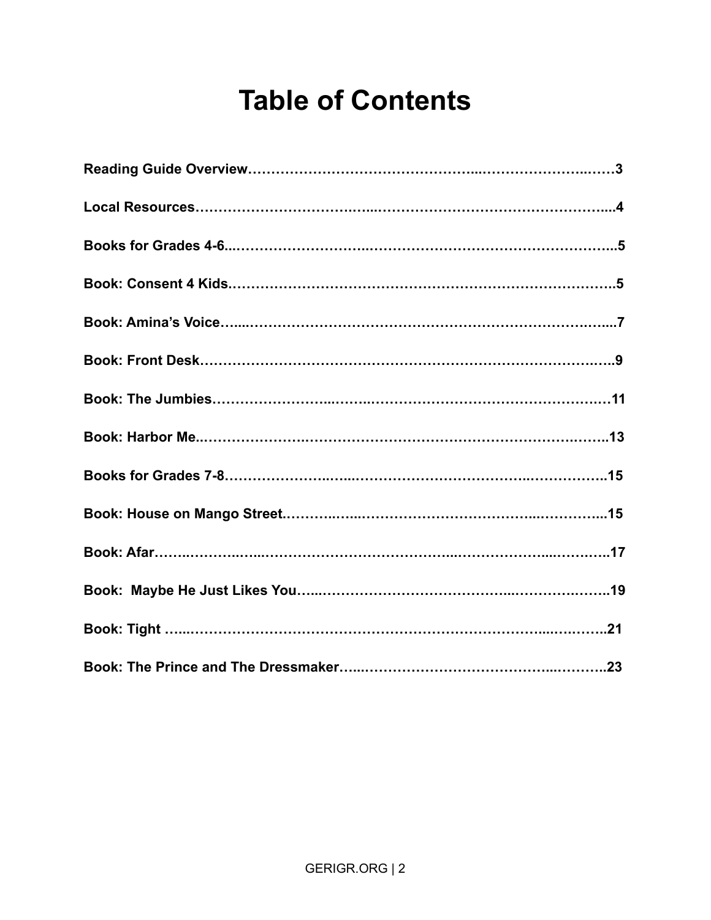# Table of Contents

**Reading Guide Overview……………………………………...…………………..……3**

**Local Resources…………………………...…………………………………………....4**

**Books for Grades 4-6...………………………..………………………………………...5**

**Book: Consent 4 Kids.……………………………………………………………………..5**

**Book: Amina's Voice…....……………………………………………………….……....7**

**Book: Front Desk……………………………………………………………………..…..9**

**Book: The Jumbies……………………...…….……………………………………….…11**

**Book: Harbor Me..………………………………………………………………….……..13**

**Books for Grades 7-8…………………..…...………………………………..……………..15**

**Book: House on Mango Street.………..…...………………………………...…………...15**

**Book: Afar……..………..…...…………………………………...………………...……….17**

**Book: Maybe He Just Likes You…...…………………………………...……………..…..19**

**Book: Tight …....…………………………………………………………………...…..……..21**

**Book: The Prince and The Dressmaker…...……………………………………...………..23**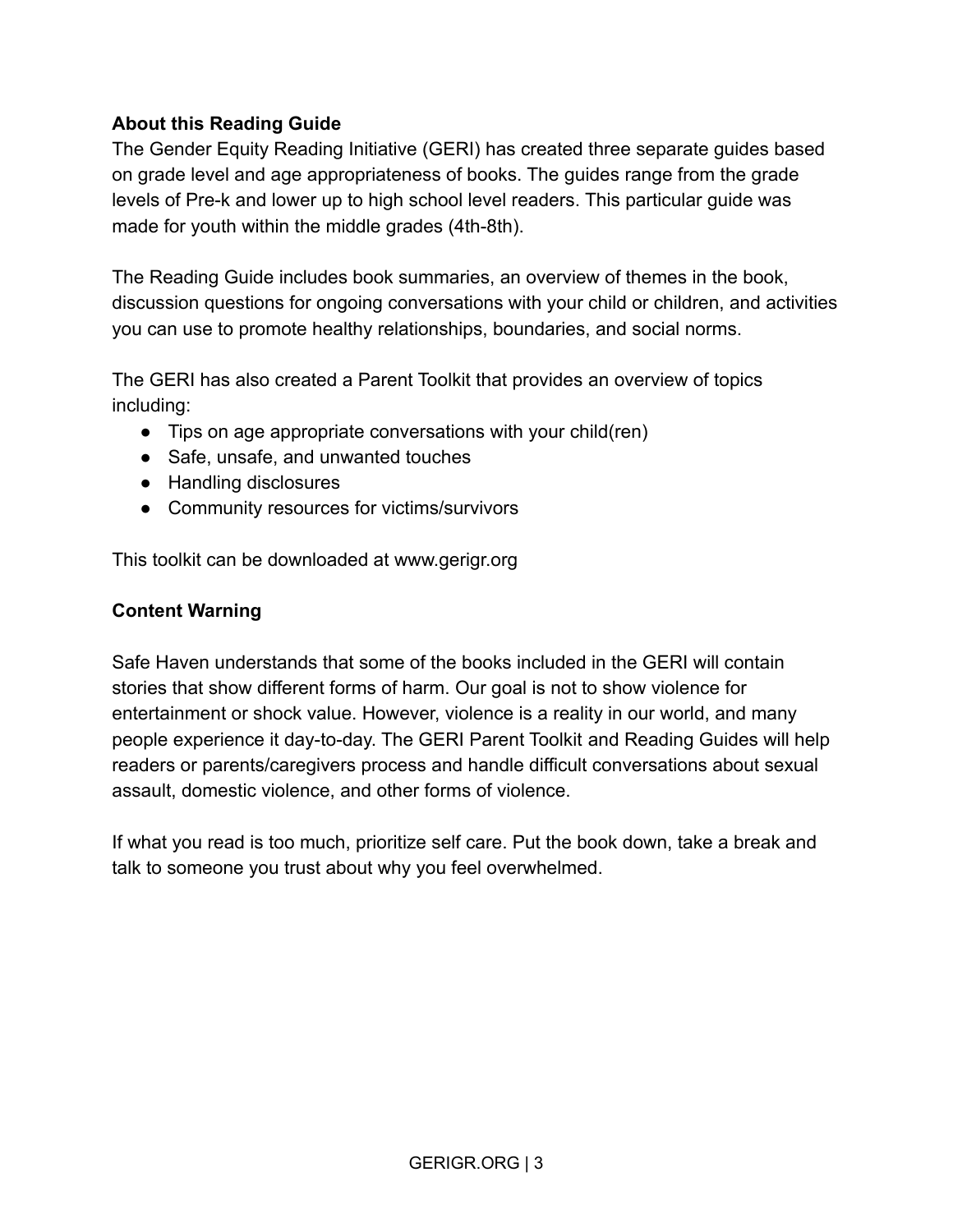**About this Reading Guide**

The Gender Equity Reading Initiative (GERI) has created three separate guides based on grade level and age appropriateness of books. The guides range from the grade levels of Pre-k and lower up to high school level readers. This particular guide was made for youth within the middle grades (4th-8th).

The Reading Guide includes book summaries, an overview of themes in the book, discussion questions for ongoing conversations with your child or children, and activities you can use to promote healthy relationships, boundaries, and social norms.

The GERI has also created a Parent Toolkit that provides an overview of topics including:

- Tips on age appropriate conversations with your child(ren)
- Safe, unsafe, and unwanted touches
- Handling disclosures
- Community resources for victims/survivors

This toolkit can be downloaded at www.gerigr.org

**Content Warning**

Safe Haven understands that some of the books included in the GERI will contain stories that show different forms of harm. Our goal is not to show violence for entertainment or shock value. However, violence is a reality in our world, and many people experience it day-to-day. The GERI Parent Toolkit and Reading Guides will help readers or parents/caregivers process and handle difficult conversations about sexual assault, domestic violence, and other forms of violence.

If what you read is too much, prioritize self care. Put the book down, take a break and talk to someone you trust about why you feel overwhelmed.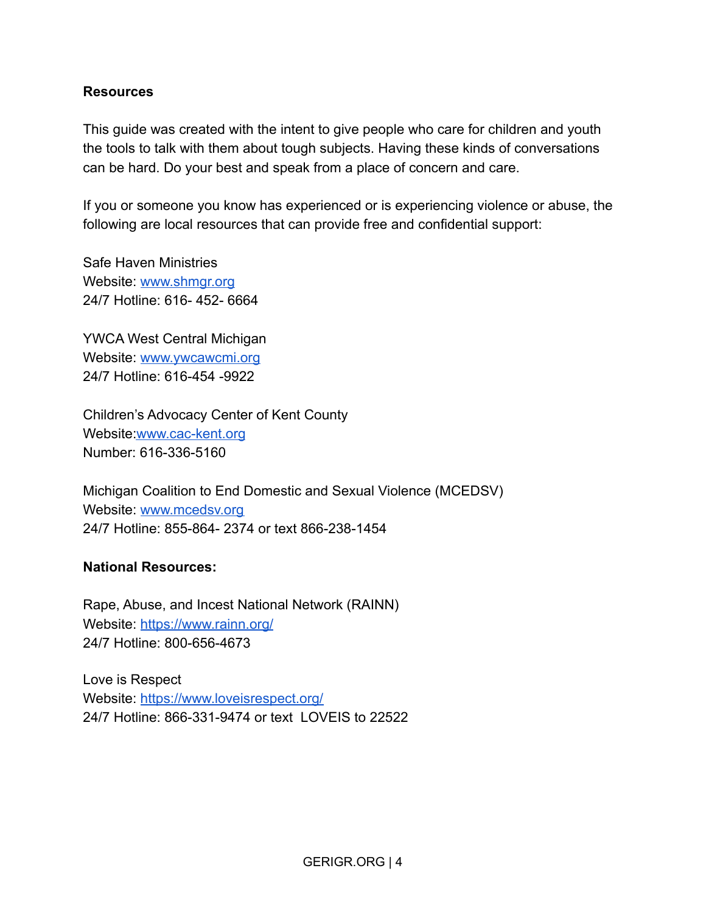**Resources**

This guide was created with the intent to give people who care for children and youth the tools to talk with them about tough subjects. Having these kinds of conversations can be hard. Do your best and speak from a place of concern and care.

If you or someone you know has experienced or is experiencing violence or abuse, the following are local resources that can provide free and confidential support:

Safe Haven Ministries
Website: [www.shmgr.org](http://www.shmgr.org)
24/7 Hotline: 616- 452- 6664

YWCA West Central Michigan
Website: [www.ywcawcmi.org](http://www.ywcawcmi.org)
24/7 Hotline: 616-454 -9922

Children's Advocacy Center of Kent County
Website:[www.cac-kent.org](http://www.cac-kent.org)
Number: 616-336-5160

Michigan Coalition to End Domestic and Sexual Violence (MCEDSV)
Website: [www.mcedsv.org](http://www.mcedsv.org)
24/7 Hotline: 855-864- 2374 or text 866-238-1454

**National Resources:**

Rape, Abuse, and Incest National Network (RAINN)
Website: [https://www.rainn.org/](https://www.rainn.org/)
24/7 Hotline: 800-656-4673

Love is Respect
Website: [https://www.loveisrespect.org/](https://www.loveisrespect.org/)
24/7 Hotline: 866-331-9474 or text LOVEIS to 22522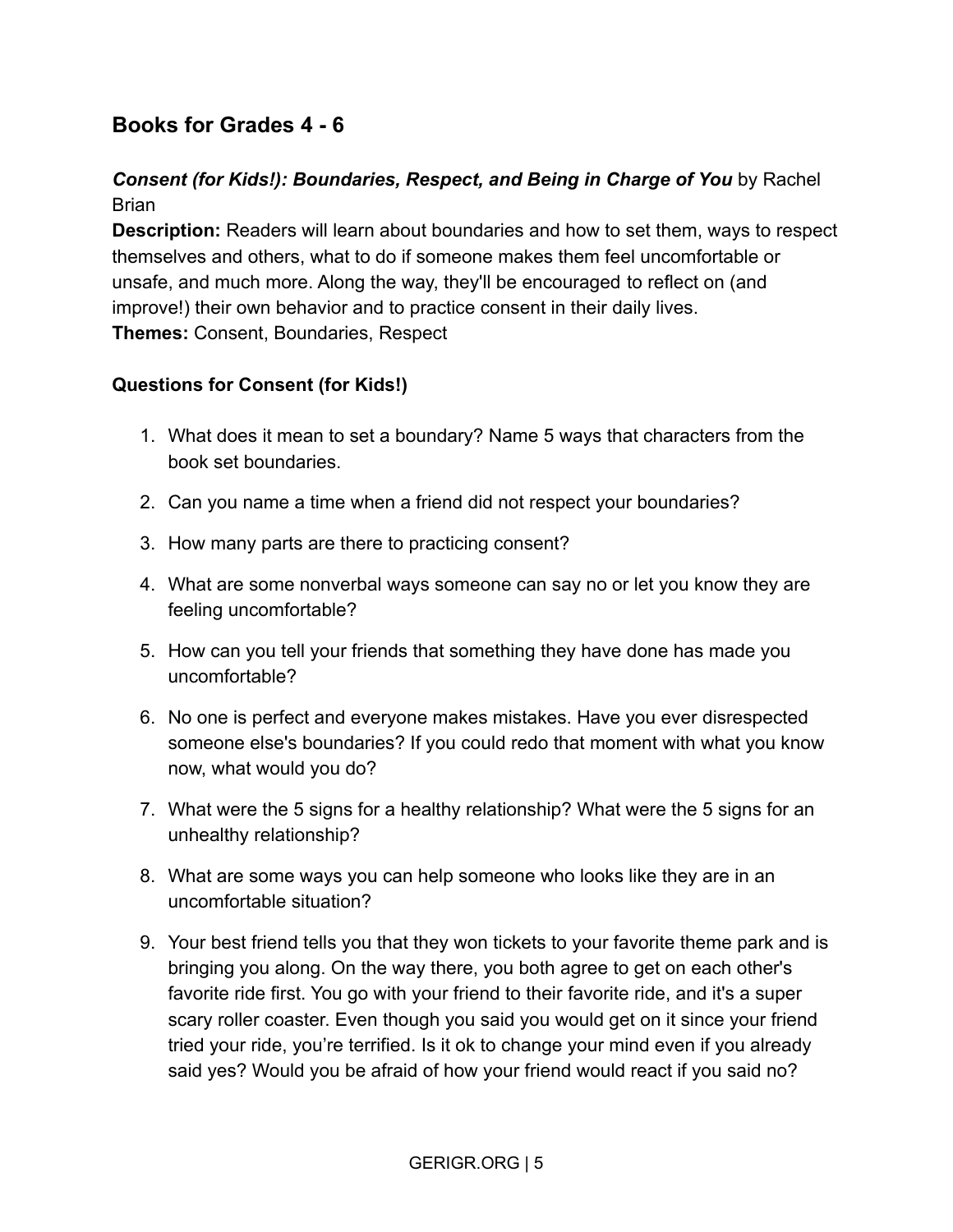## Books for Grades 4 - 6

***Consent (for Kids!): Boundaries, Respect, and Being in Charge of You*** by Rachel Brian

**Description:** Readers will learn about boundaries and how to set them, ways to respect themselves and others, what to do if someone makes them feel uncomfortable or unsafe, and much more. Along the way, they'll be encouraged to reflect on (and improve!) their own behavior and to practice consent in their daily lives.

**Themes:** Consent, Boundaries, Respect

### Questions for Consent (for Kids!)

1. What does it mean to set a boundary? Name 5 ways that characters from the book set boundaries.
2. Can you name a time when a friend did not respect your boundaries?
3. How many parts are there to practicing consent?
4. What are some nonverbal ways someone can say no or let you know they are feeling uncomfortable?
5. How can you tell your friends that something they have done has made you uncomfortable?
6. No one is perfect and everyone makes mistakes. Have you ever disrespected someone else's boundaries? If you could redo that moment with what you know now, what would you do?
7. What were the 5 signs for a healthy relationship? What were the 5 signs for an unhealthy relationship?
8. What are some ways you can help someone who looks like they are in an uncomfortable situation?
9. Your best friend tells you that they won tickets to your favorite theme park and is bringing you along. On the way there, you both agree to get on each other's favorite ride first. You go with your friend to their favorite ride, and it's a super scary roller coaster. Even though you said you would get on it since your friend tried your ride, you're terrified. Is it ok to change your mind even if you already said yes? Would you be afraid of how your friend would react if you said no?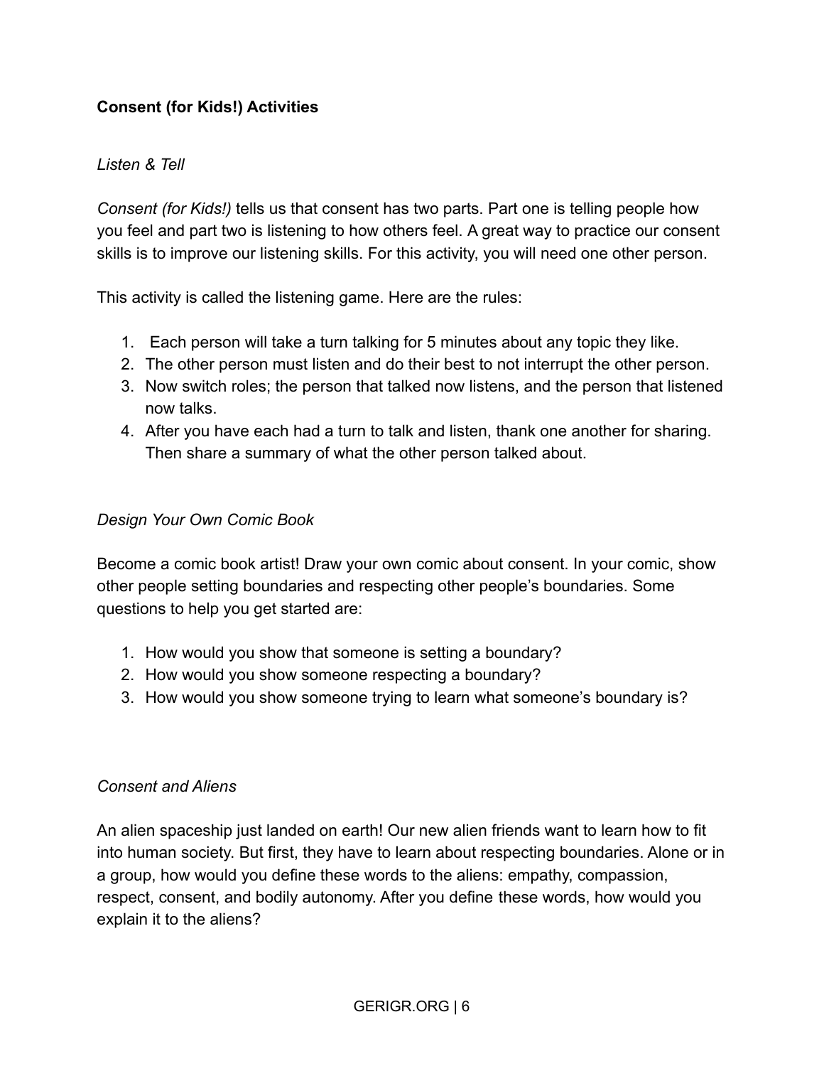**Consent (for Kids!) Activities**

*Listen & Tell*

*Consent (for Kids!)* tells us that consent has two parts. Part one is telling people how you feel and part two is listening to how others feel. A great way to practice our consent skills is to improve our listening skills. For this activity, you will need one other person.

This activity is called the listening game. Here are the rules:

1. Each person will take a turn talking for 5 minutes about any topic they like.
2. The other person must listen and do their best to not interrupt the other person.
3. Now switch roles; the person that talked now listens, and the person that listened now talks.
4. After you have each had a turn to talk and listen, thank one another for sharing. Then share a summary of what the other person talked about.

*Design Your Own Comic Book*

Become a comic book artist! Draw your own comic about consent. In your comic, show other people setting boundaries and respecting other people's boundaries. Some questions to help you get started are:

1. How would you show that someone is setting a boundary?
2. How would you show someone respecting a boundary?
3. How would you show someone trying to learn what someone's boundary is?

*Consent and Aliens*

An alien spaceship just landed on earth! Our new alien friends want to learn how to fit into human society. But first, they have to learn about respecting boundaries. Alone or in a group, how would you define these words to the aliens: empathy, compassion, respect, consent, and bodily autonomy. After you define these words, how would you explain it to the aliens?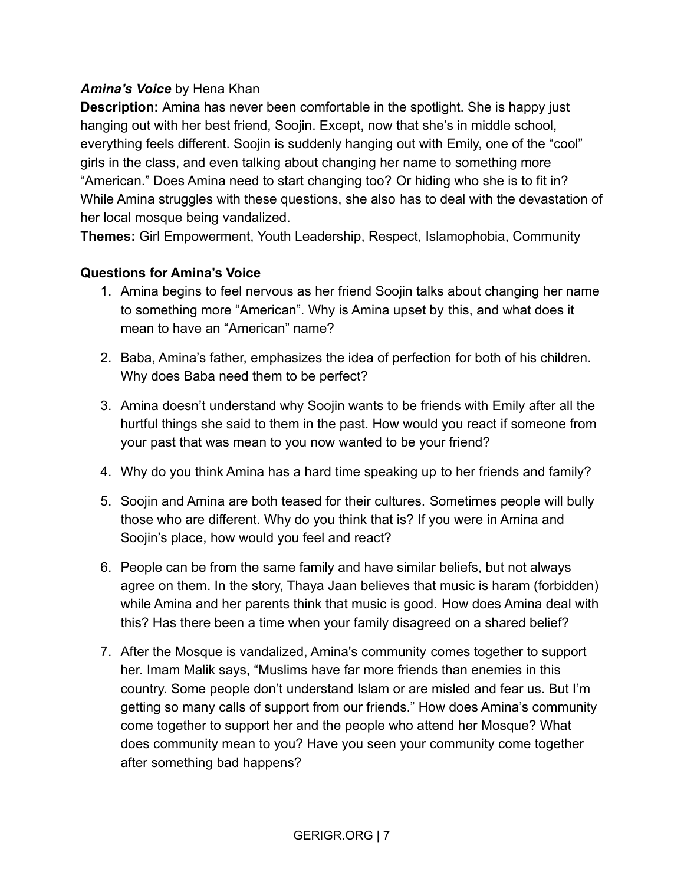***Amina's Voice*** by Hena Khan

**Description:** Amina has never been comfortable in the spotlight. She is happy just hanging out with her best friend, Soojin. Except, now that she's in middle school, everything feels different. Soojin is suddenly hanging out with Emily, one of the "cool" girls in the class, and even talking about changing her name to something more "American." Does Amina need to start changing too? Or hiding who she is to fit in? While Amina struggles with these questions, she also has to deal with the devastation of her local mosque being vandalized.

**Themes:** Girl Empowerment, Youth Leadership, Respect, Islamophobia, Community

**Questions for Amina's Voice**

1. Amina begins to feel nervous as her friend Soojin talks about changing her name to something more "American". Why is Amina upset by this, and what does it mean to have an "American" name?

2. Baba, Amina's father, emphasizes the idea of perfection for both of his children. Why does Baba need them to be perfect?

3. Amina doesn't understand why Soojin wants to be friends with Emily after all the hurtful things she said to them in the past. How would you react if someone from your past that was mean to you now wanted to be your friend?

4. Why do you think Amina has a hard time speaking up to her friends and family?

5. Soojin and Amina are both teased for their cultures. Sometimes people will bully those who are different. Why do you think that is? If you were in Amina and Soojin's place, how would you feel and react?

6. People can be from the same family and have similar beliefs, but not always agree on them. In the story, Thaya Jaan believes that music is haram (forbidden) while Amina and her parents think that music is good. How does Amina deal with this? Has there been a time when your family disagreed on a shared belief?

7. After the Mosque is vandalized, Amina's community comes together to support her. Imam Malik says, "Muslims have far more friends than enemies in this country. Some people don't understand Islam or are misled and fear us. But I'm getting so many calls of support from our friends." How does Amina's community come together to support her and the people who attend her Mosque? What does community mean to you? Have you seen your community come together after something bad happens?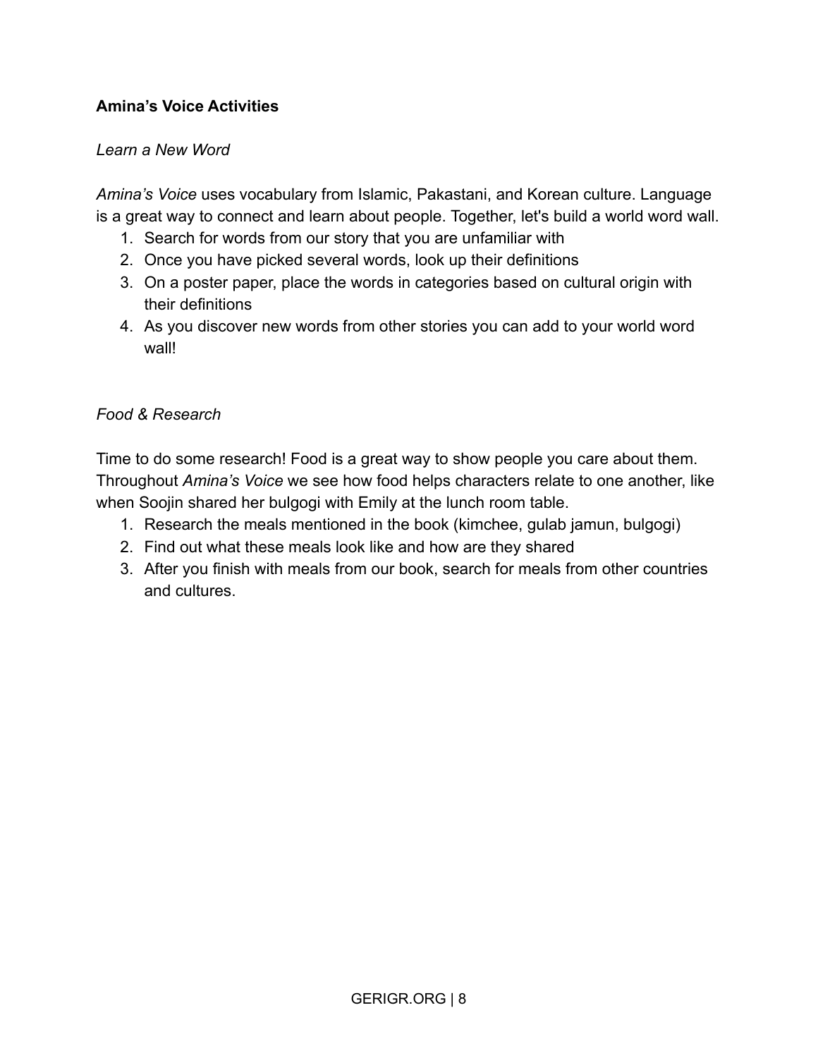**Amina's Voice Activities**

*Learn a New Word*

*Amina's Voice* uses vocabulary from Islamic, Pakastani, and Korean culture. Language is a great way to connect and learn about people. Together, let's build a world word wall.

1. Search for words from our story that you are unfamiliar with
2. Once you have picked several words, look up their definitions
3. On a poster paper, place the words in categories based on cultural origin with their definitions
4. As you discover new words from other stories you can add to your world word wall!

*Food & Research*

Time to do some research! Food is a great way to show people you care about them. Throughout *Amina's Voice* we see how food helps characters relate to one another, like when Soojin shared her bulgogi with Emily at the lunch room table.

1. Research the meals mentioned in the book (kimchee, gulab jamun, bulgogi)
2. Find out what these meals look like and how are they shared
3. After you finish with meals from our book, search for meals from other countries and cultures.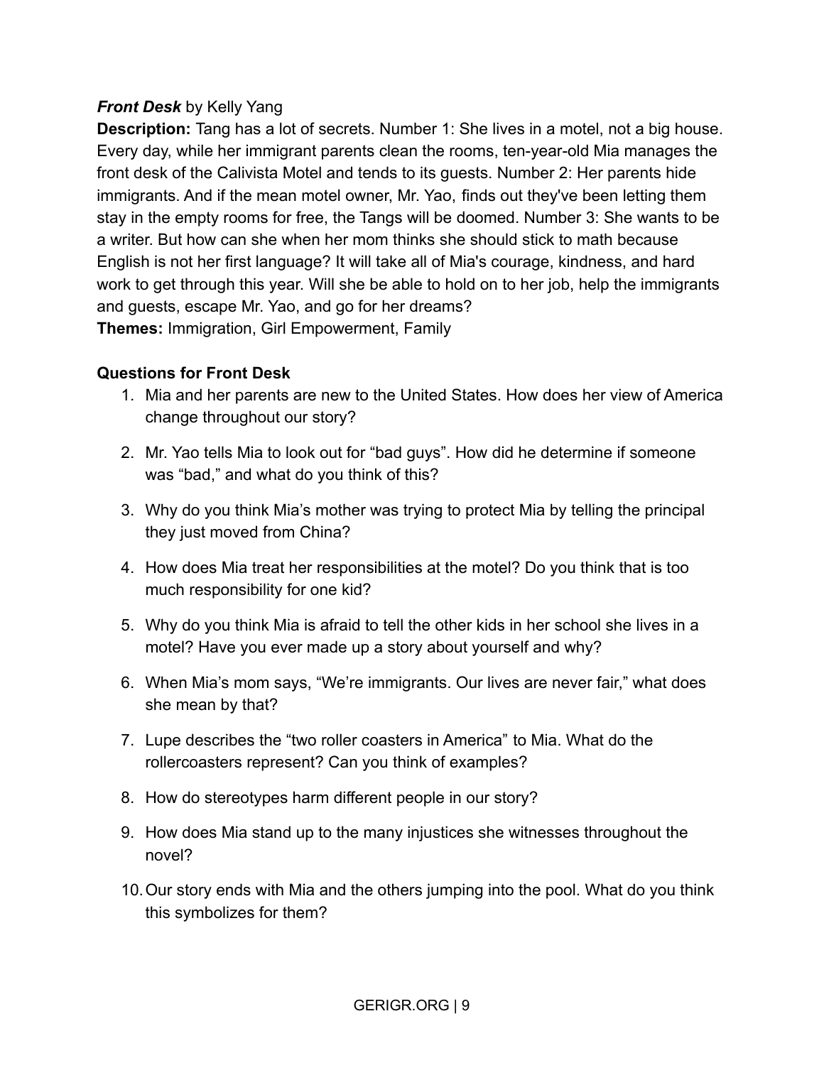***Front Desk*** by Kelly Yang

**Description:** Tang has a lot of secrets. Number 1: She lives in a motel, not a big house. Every day, while her immigrant parents clean the rooms, ten-year-old Mia manages the front desk of the Calivista Motel and tends to its guests. Number 2: Her parents hide immigrants. And if the mean motel owner, Mr. Yao, finds out they've been letting them stay in the empty rooms for free, the Tangs will be doomed. Number 3: She wants to be a writer. But how can she when her mom thinks she should stick to math because English is not her first language? It will take all of Mia's courage, kindness, and hard work to get through this year. Will she be able to hold on to her job, help the immigrants and guests, escape Mr. Yao, and go for her dreams?

**Themes:** Immigration, Girl Empowerment, Family

**Questions for Front Desk**

1. Mia and her parents are new to the United States. How does her view of America change throughout our story?
2. Mr. Yao tells Mia to look out for "bad guys". How did he determine if someone was "bad," and what do you think of this?
3. Why do you think Mia's mother was trying to protect Mia by telling the principal they just moved from China?
4. How does Mia treat her responsibilities at the motel? Do you think that is too much responsibility for one kid?
5. Why do you think Mia is afraid to tell the other kids in her school she lives in a motel? Have you ever made up a story about yourself and why?
6. When Mia's mom says, "We're immigrants. Our lives are never fair," what does she mean by that?
7. Lupe describes the "two roller coasters in America" to Mia. What do the rollercoasters represent? Can you think of examples?
8. How do stereotypes harm different people in our story?
9. How does Mia stand up to the many injustices she witnesses throughout the novel?
10. Our story ends with Mia and the others jumping into the pool. What do you think this symbolizes for them?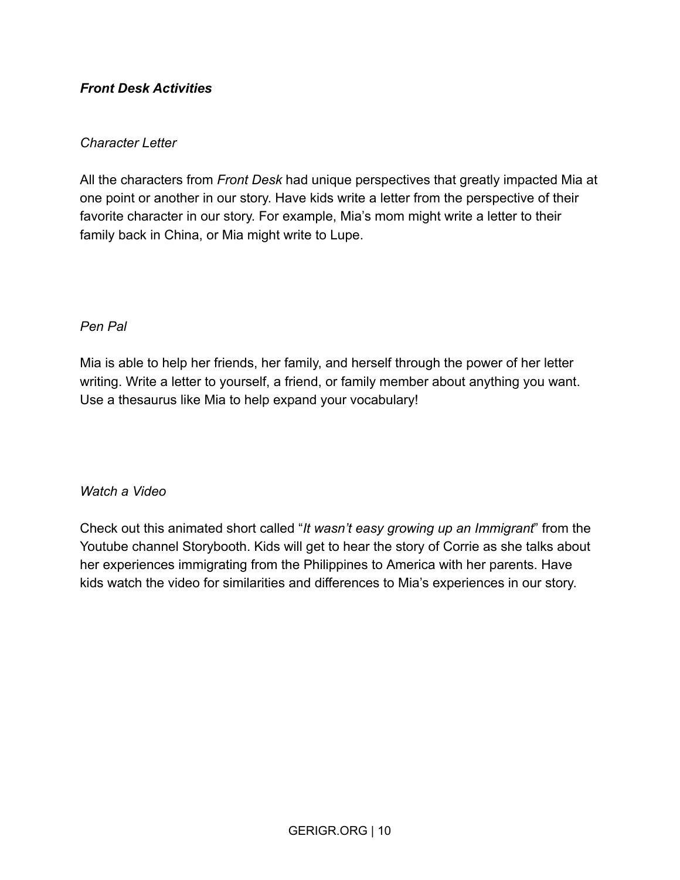## ***Front Desk Activities***

### *Character Letter*

All the characters from *Front Desk* had unique perspectives that greatly impacted Mia at one point or another in our story. Have kids write a letter from the perspective of their favorite character in our story. For example, Mia's mom might write a letter to their family back in China, or Mia might write to Lupe.

### *Pen Pal*

Mia is able to help her friends, her family, and herself through the power of her letter writing. Write a letter to yourself, a friend, or family member about anything you want. Use a thesaurus like Mia to help expand your vocabulary!

### *Watch a Video*

Check out this animated short called "*It wasn't easy growing up an Immigrant*" from the Youtube channel Storybooth. Kids will get to hear the story of Corrie as she talks about her experiences immigrating from the Philippines to America with her parents. Have kids watch the video for similarities and differences to Mia's experiences in our story.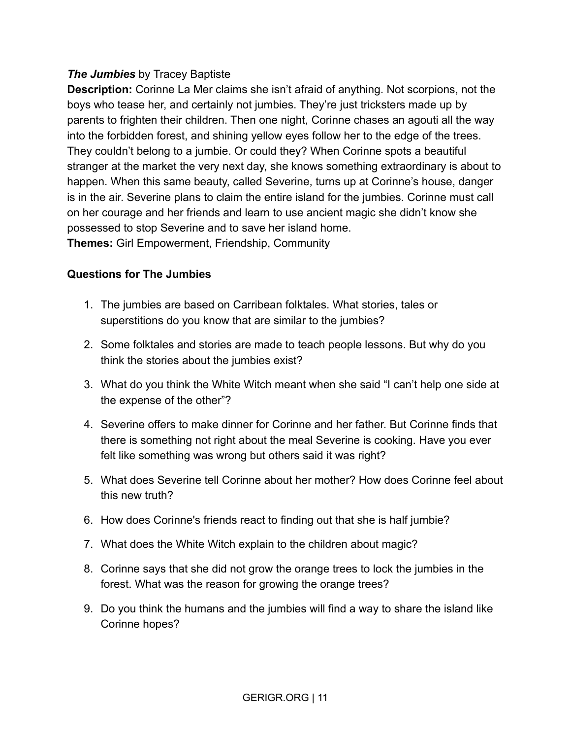***The Jumbies*** by Tracey Baptiste

**Description:** Corinne La Mer claims she isn't afraid of anything. Not scorpions, not the boys who tease her, and certainly not jumbies. They're just tricksters made up by parents to frighten their children. Then one night, Corinne chases an agouti all the way into the forbidden forest, and shining yellow eyes follow her to the edge of the trees. They couldn't belong to a jumbie. Or could they? When Corinne spots a beautiful stranger at the market the very next day, she knows something extraordinary is about to happen. When this same beauty, called Severine, turns up at Corinne's house, danger is in the air. Severine plans to claim the entire island for the jumbies. Corinne must call on her courage and her friends and learn to use ancient magic she didn't know she possessed to stop Severine and to save her island home.

**Themes:** Girl Empowerment, Friendship, Community

**Questions for The Jumbies**

1. The jumbies are based on Carribean folktales. What stories, tales or superstitions do you know that are similar to the jumbies?
2. Some folktales and stories are made to teach people lessons. But why do you think the stories about the jumbies exist?
3. What do you think the White Witch meant when she said "I can't help one side at the expense of the other"?
4. Severine offers to make dinner for Corinne and her father. But Corinne finds that there is something not right about the meal Severine is cooking. Have you ever felt like something was wrong but others said it was right?
5. What does Severine tell Corinne about her mother? How does Corinne feel about this new truth?
6. How does Corinne's friends react to finding out that she is half jumbie?
7. What does the White Witch explain to the children about magic?
8. Corinne says that she did not grow the orange trees to lock the jumbies in the forest. What was the reason for growing the orange trees?
9. Do you think the humans and the jumbies will find a way to share the island like Corinne hopes?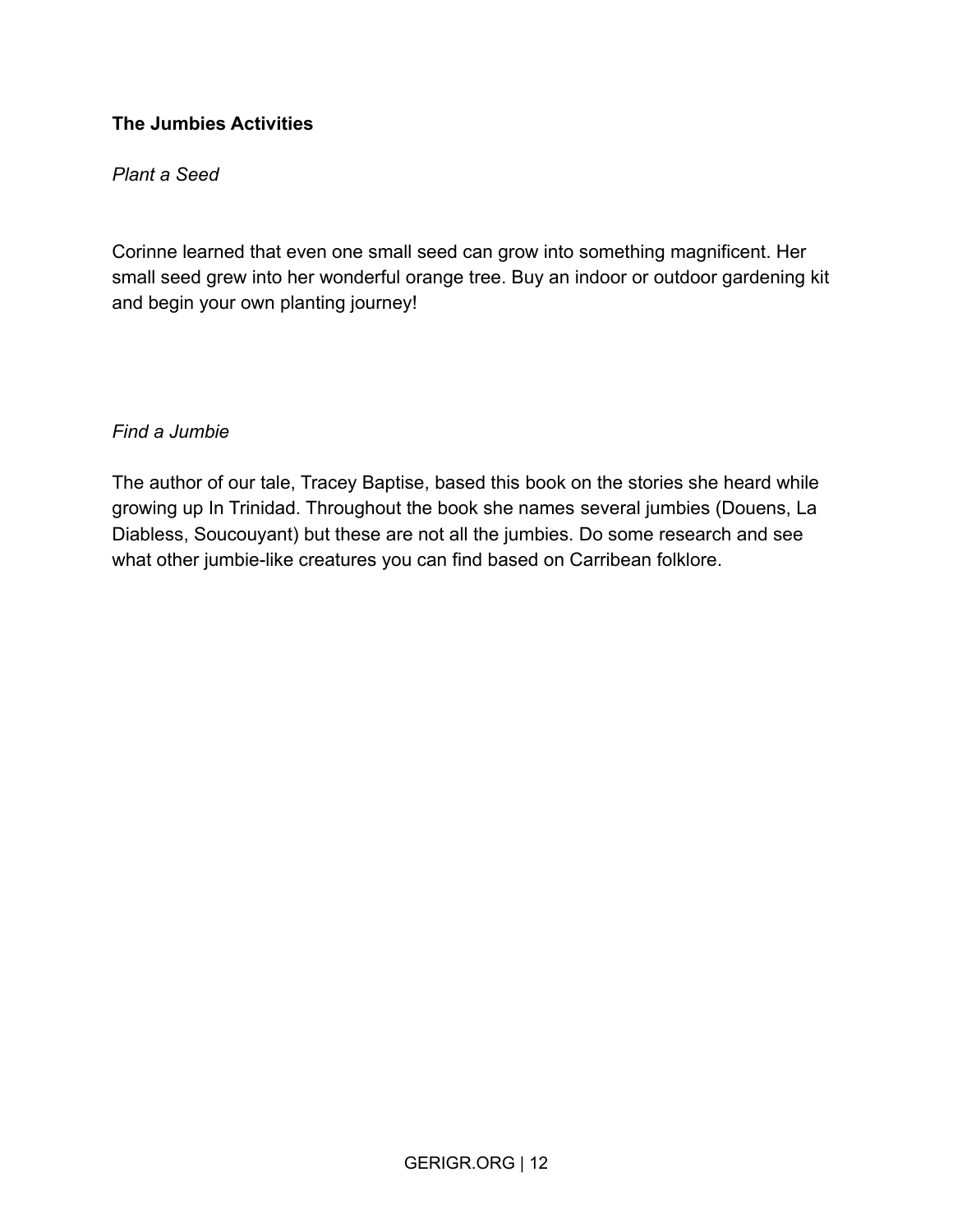**The Jumbies Activities**

*Plant a Seed*

Corinne learned that even one small seed can grow into something magnificent. Her small seed grew into her wonderful orange tree. Buy an indoor or outdoor gardening kit and begin your own planting journey!

*Find a Jumbie*

The author of our tale, Tracey Baptise, based this book on the stories she heard while growing up In Trinidad. Throughout the book she names several jumbies (Douens, La Diabless, Soucouyant) but these are not all the jumbies. Do some research and see what other jumbie-like creatures you can find based on Carribean folklore.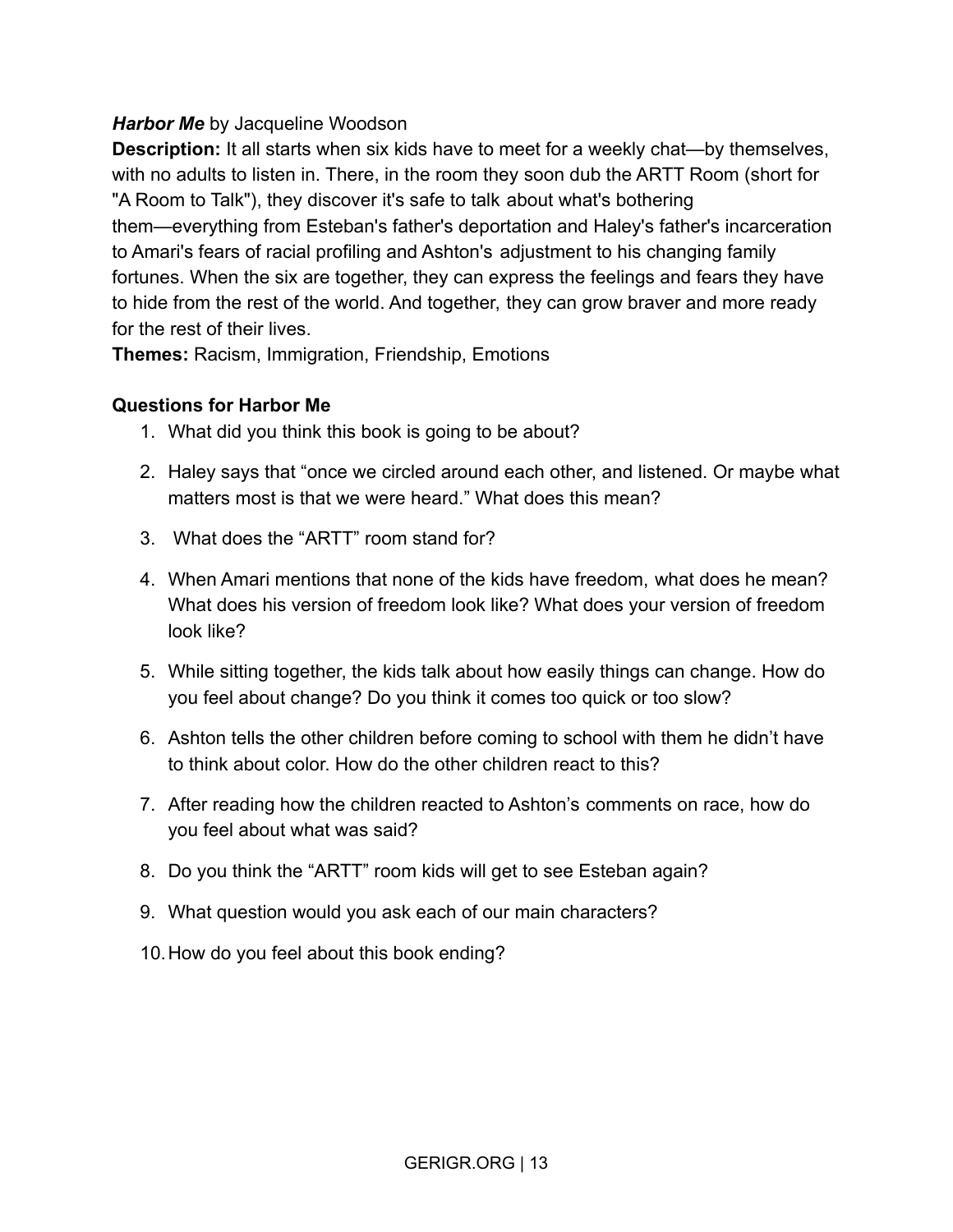***Harbor Me*** by Jacqueline Woodson

**Description:** It all starts when six kids have to meet for a weekly chat—by themselves, with no adults to listen in. There, in the room they soon dub the ARTT Room (short for "A Room to Talk"), they discover it's safe to talk about what's bothering them—everything from Esteban's father's deportation and Haley's father's incarceration to Amari's fears of racial profiling and Ashton's adjustment to his changing family fortunes. When the six are together, they can express the feelings and fears they have to hide from the rest of the world. And together, they can grow braver and more ready for the rest of their lives.

**Themes:** Racism, Immigration, Friendship, Emotions

**Questions for Harbor Me**

1. What did you think this book is going to be about?
2. Haley says that "once we circled around each other, and listened. Or maybe what matters most is that we were heard." What does this mean?
3. What does the "ARTT" room stand for?
4. When Amari mentions that none of the kids have freedom, what does he mean? What does his version of freedom look like? What does your version of freedom look like?
5. While sitting together, the kids talk about how easily things can change. How do you feel about change? Do you think it comes too quick or too slow?
6. Ashton tells the other children before coming to school with them he didn't have to think about color. How do the other children react to this?
7. After reading how the children reacted to Ashton's comments on race, how do you feel about what was said?
8. Do you think the "ARTT" room kids will get to see Esteban again?
9. What question would you ask each of our main characters?
10. How do you feel about this book ending?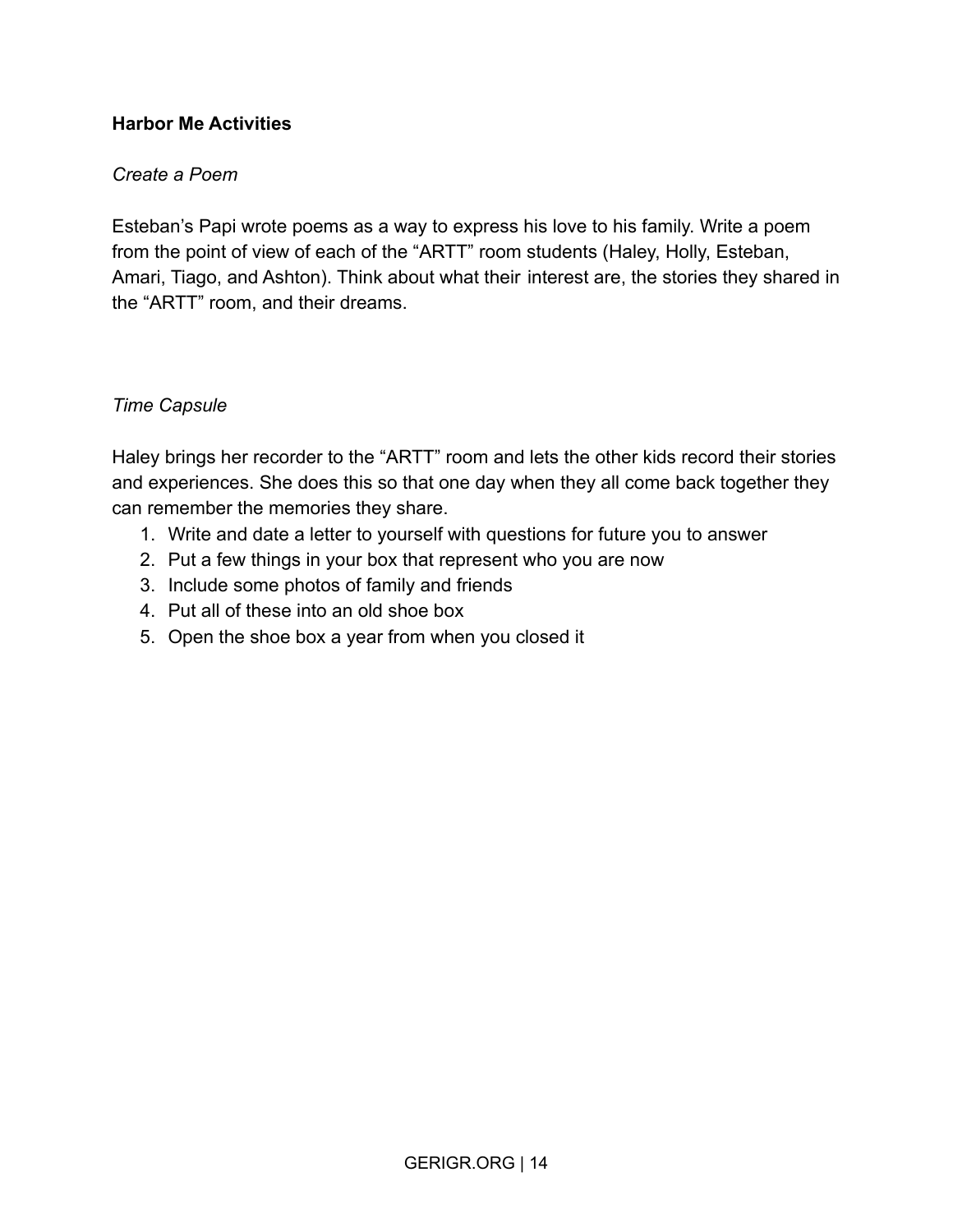**Harbor Me Activities**

*Create a Poem*

Esteban's Papi wrote poems as a way to express his love to his family. Write a poem from the point of view of each of the "ARTT" room students (Haley, Holly, Esteban, Amari, Tiago, and Ashton). Think about what their interest are, the stories they shared in the "ARTT" room, and their dreams.

*Time Capsule*

Haley brings her recorder to the "ARTT" room and lets the other kids record their stories and experiences. She does this so that one day when they all come back together they can remember the memories they share.

1. Write and date a letter to yourself with questions for future you to answer
2. Put a few things in your box that represent who you are now
3. Include some photos of family and friends
4. Put all of these into an old shoe box
5. Open the shoe box a year from when you closed it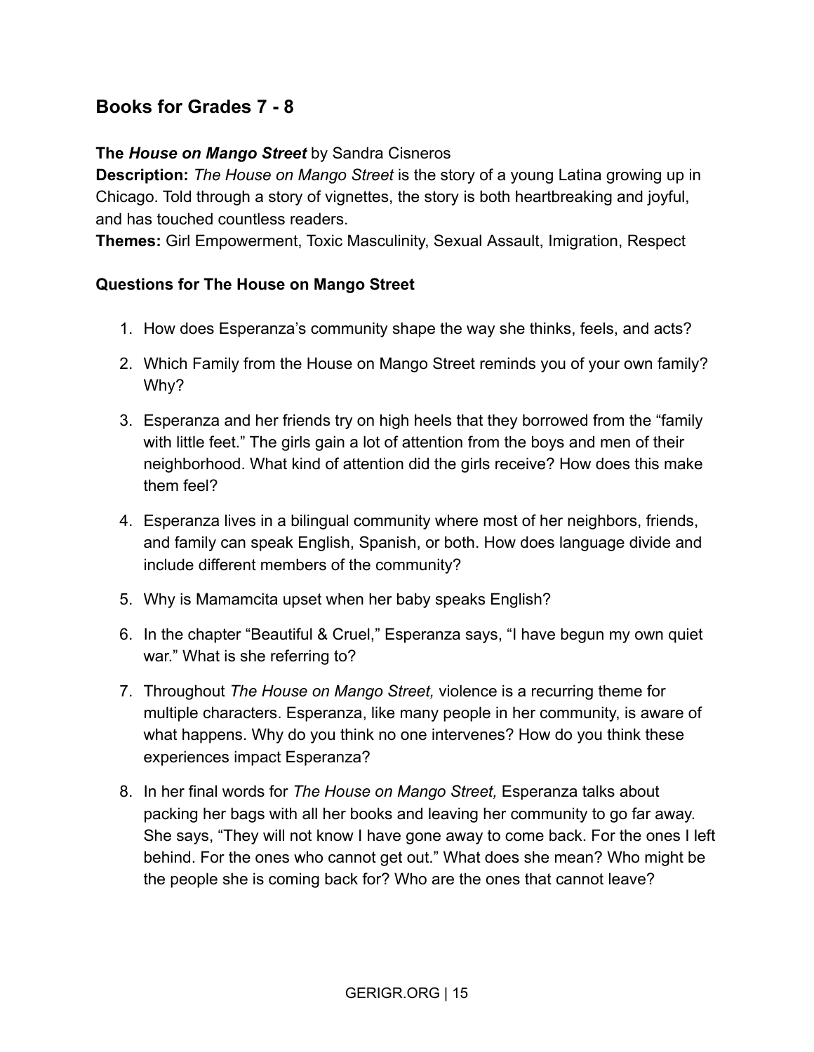## Books for Grades 7 - 8

**The *House on Mango Street*** by Sandra Cisneros

**Description:** *The House on Mango Street* is the story of a young Latina growing up in Chicago. Told through a story of vignettes, the story is both heartbreaking and joyful, and has touched countless readers.

**Themes:** Girl Empowerment, Toxic Masculinity, Sexual Assault, Imigration, Respect

**Questions for The House on Mango Street**

1. How does Esperanza's community shape the way she thinks, feels, and acts?
2. Which Family from the House on Mango Street reminds you of your own family? Why?
3. Esperanza and her friends try on high heels that they borrowed from the "family with little feet." The girls gain a lot of attention from the boys and men of their neighborhood. What kind of attention did the girls receive? How does this make them feel?
4. Esperanza lives in a bilingual community where most of her neighbors, friends, and family can speak English, Spanish, or both. How does language divide and include different members of the community?
5. Why is Mamamcita upset when her baby speaks English?
6. In the chapter "Beautiful & Cruel," Esperanza says, "I have begun my own quiet war." What is she referring to?
7. Throughout *The House on Mango Street,* violence is a recurring theme for multiple characters. Esperanza, like many people in her community, is aware of what happens. Why do you think no one intervenes? How do you think these experiences impact Esperanza?
8. In her final words for *The House on Mango Street,* Esperanza talks about packing her bags with all her books and leaving her community to go far away. She says, "They will not know I have gone away to come back. For the ones I left behind. For the ones who cannot get out." What does she mean? Who might be the people she is coming back for? Who are the ones that cannot leave?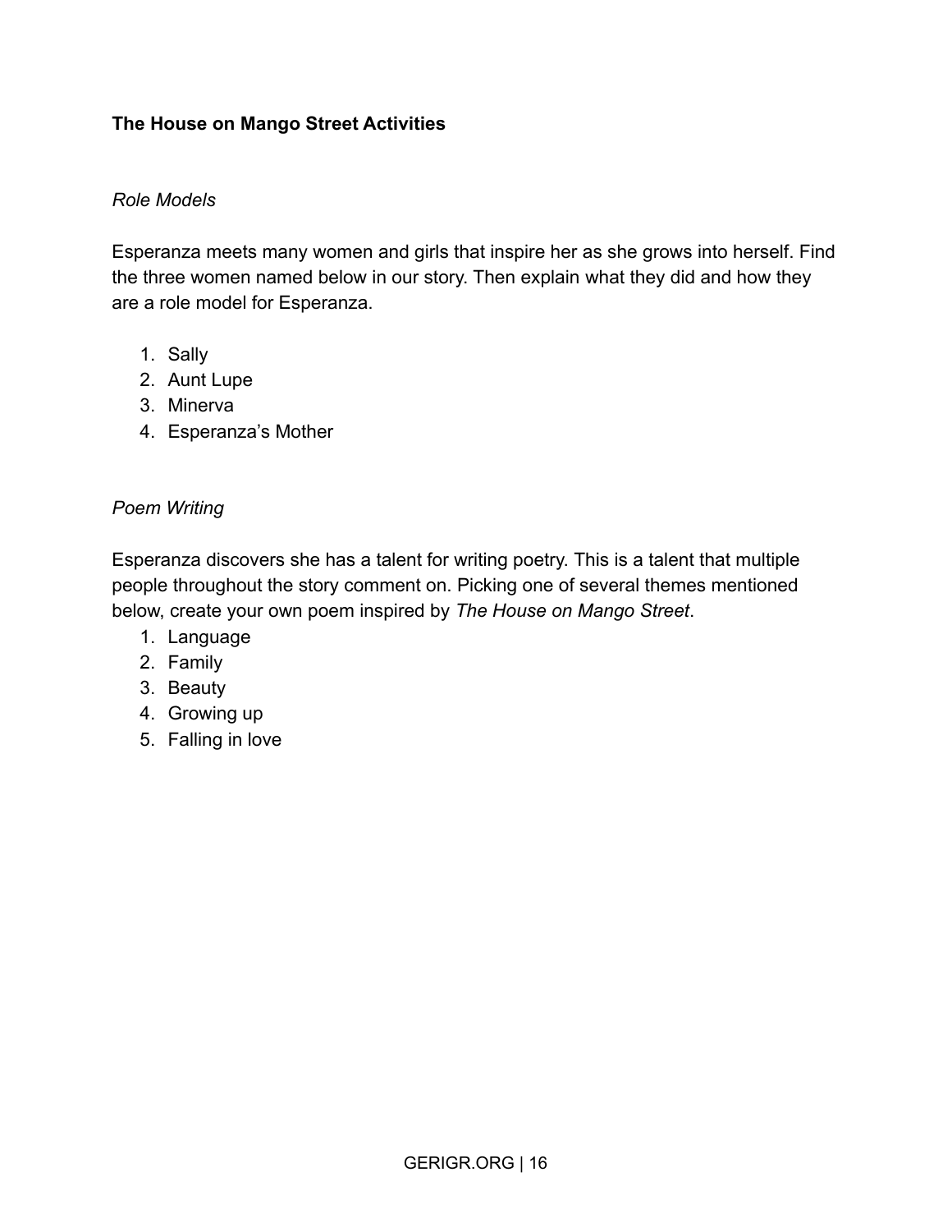**The House on Mango Street Activities**

*Role Models*

Esperanza meets many women and girls that inspire her as she grows into herself. Find the three women named below in our story. Then explain what they did and how they are a role model for Esperanza.

1. Sally
2. Aunt Lupe
3. Minerva
4. Esperanza's Mother

*Poem Writing*

Esperanza discovers she has a talent for writing poetry. This is a talent that multiple people throughout the story comment on. Picking one of several themes mentioned below, create your own poem inspired by *The House on Mango Street*.

1. Language
2. Family
3. Beauty
4. Growing up
5. Falling in love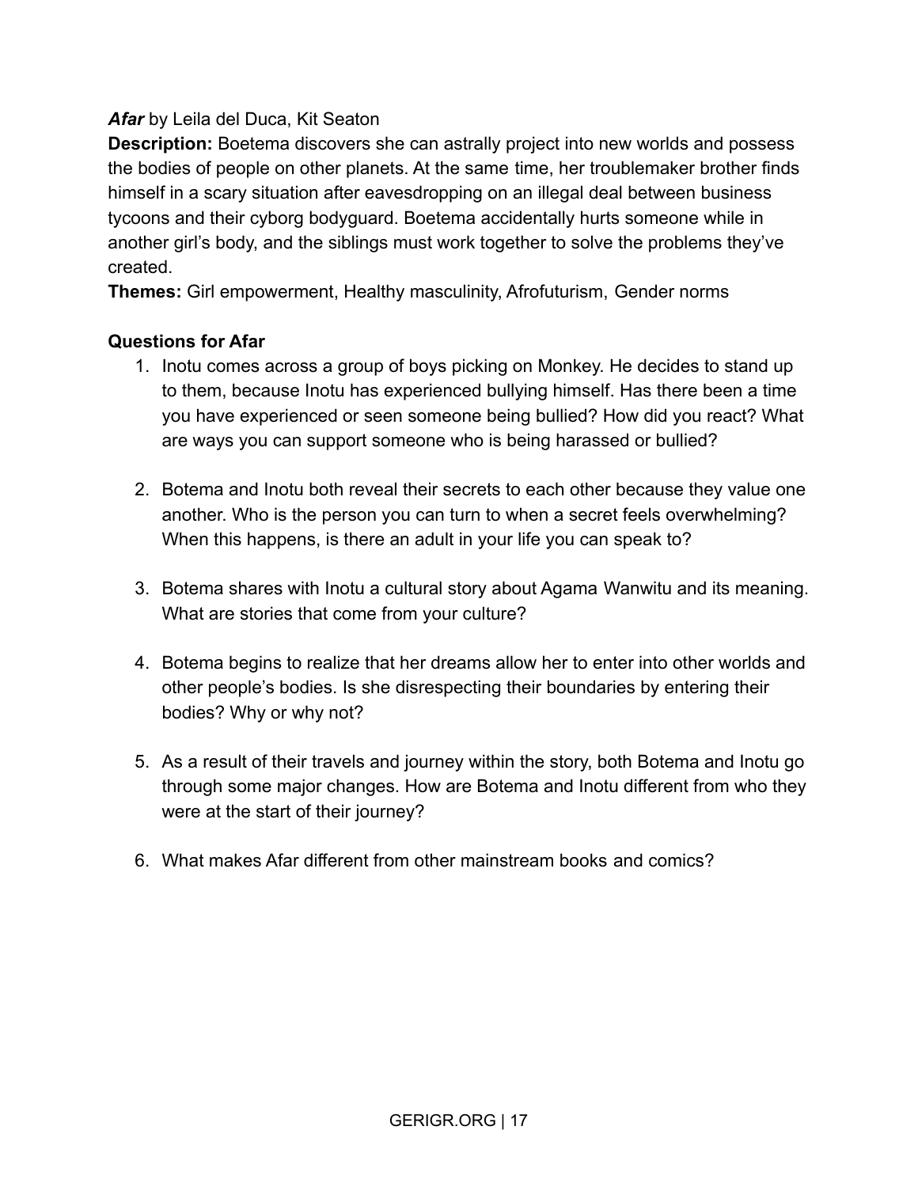***Afar*** by Leila del Duca, Kit Seaton

**Description:** Boetema discovers she can astrally project into new worlds and possess the bodies of people on other planets. At the same time, her troublemaker brother finds himself in a scary situation after eavesdropping on an illegal deal between business tycoons and their cyborg bodyguard. Boetema accidentally hurts someone while in another girl's body, and the siblings must work together to solve the problems they've created.

**Themes:** Girl empowerment, Healthy masculinity, Afrofuturism, Gender norms

**Questions for Afar**

1. Inotu comes across a group of boys picking on Monkey. He decides to stand up to them, because Inotu has experienced bullying himself. Has there been a time you have experienced or seen someone being bullied? How did you react? What are ways you can support someone who is being harassed or bullied?

2. Botema and Inotu both reveal their secrets to each other because they value one another. Who is the person you can turn to when a secret feels overwhelming? When this happens, is there an adult in your life you can speak to?

3. Botema shares with Inotu a cultural story about Agama Wanwitu and its meaning. What are stories that come from your culture?

4. Botema begins to realize that her dreams allow her to enter into other worlds and other people's bodies. Is she disrespecting their boundaries by entering their bodies? Why or why not?

5. As a result of their travels and journey within the story, both Botema and Inotu go through some major changes. How are Botema and Inotu different from who they were at the start of their journey?

6. What makes Afar different from other mainstream books and comics?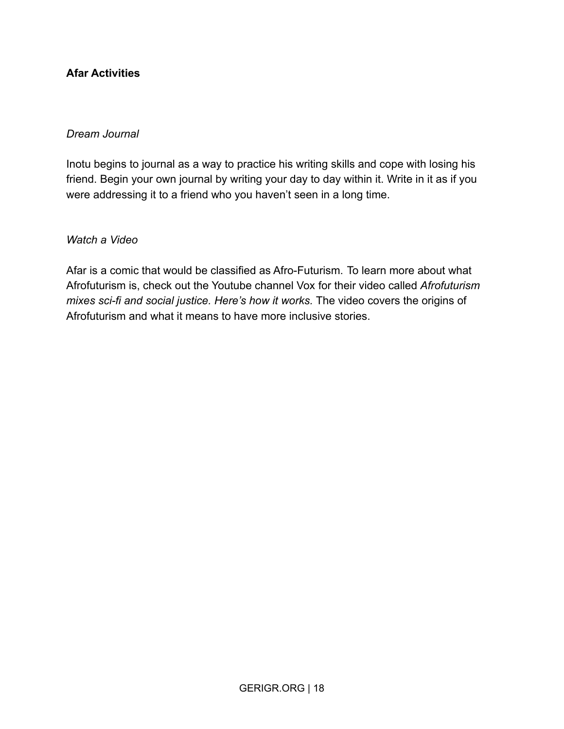**Afar Activities**

*Dream Journal*

Inotu begins to journal as a way to practice his writing skills and cope with losing his friend. Begin your own journal by writing your day to day within it. Write in it as if you were addressing it to a friend who you haven't seen in a long time.

*Watch a Video*

Afar is a comic that would be classified as Afro-Futurism. To learn more about what Afrofuturism is, check out the Youtube channel Vox for their video called *Afrofuturism mixes sci-fi and social justice. Here's how it works.* The video covers the origins of Afrofuturism and what it means to have more inclusive stories.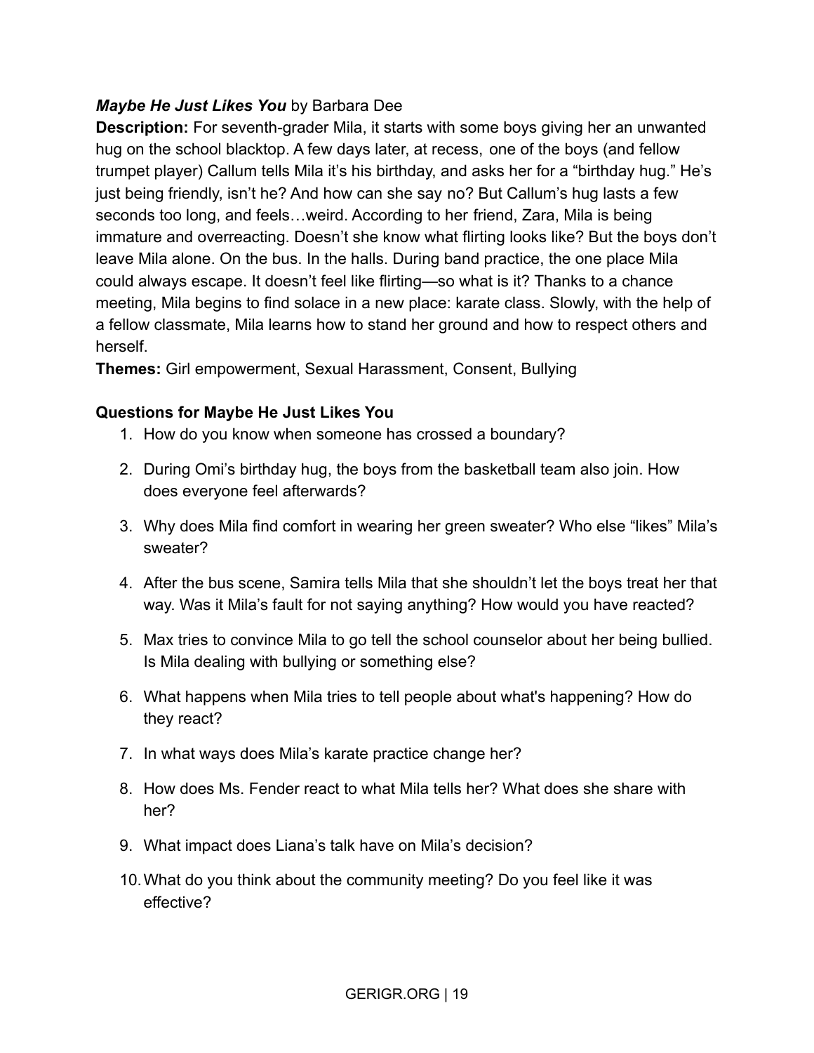***Maybe He Just Likes You*** by Barbara Dee

**Description:** For seventh-grader Mila, it starts with some boys giving her an unwanted hug on the school blacktop. A few days later, at recess, one of the boys (and fellow trumpet player) Callum tells Mila it's his birthday, and asks her for a "birthday hug." He's just being friendly, isn't he? And how can she say no? But Callum's hug lasts a few seconds too long, and feels…weird. According to her friend, Zara, Mila is being immature and overreacting. Doesn't she know what flirting looks like? But the boys don't leave Mila alone. On the bus. In the halls. During band practice, the one place Mila could always escape. It doesn't feel like flirting—so what is it? Thanks to a chance meeting, Mila begins to find solace in a new place: karate class. Slowly, with the help of a fellow classmate, Mila learns how to stand her ground and how to respect others and herself.

**Themes:** Girl empowerment, Sexual Harassment, Consent, Bullying

**Questions for Maybe He Just Likes You**

1. How do you know when someone has crossed a boundary?
2. During Omi's birthday hug, the boys from the basketball team also join. How does everyone feel afterwards?
3. Why does Mila find comfort in wearing her green sweater? Who else "likes" Mila's sweater?
4. After the bus scene, Samira tells Mila that she shouldn't let the boys treat her that way. Was it Mila's fault for not saying anything? How would you have reacted?
5. Max tries to convince Mila to go tell the school counselor about her being bullied. Is Mila dealing with bullying or something else?
6. What happens when Mila tries to tell people about what's happening? How do they react?
7. In what ways does Mila's karate practice change her?
8. How does Ms. Fender react to what Mila tells her? What does she share with her?
9. What impact does Liana's talk have on Mila's decision?
10. What do you think about the community meeting? Do you feel like it was effective?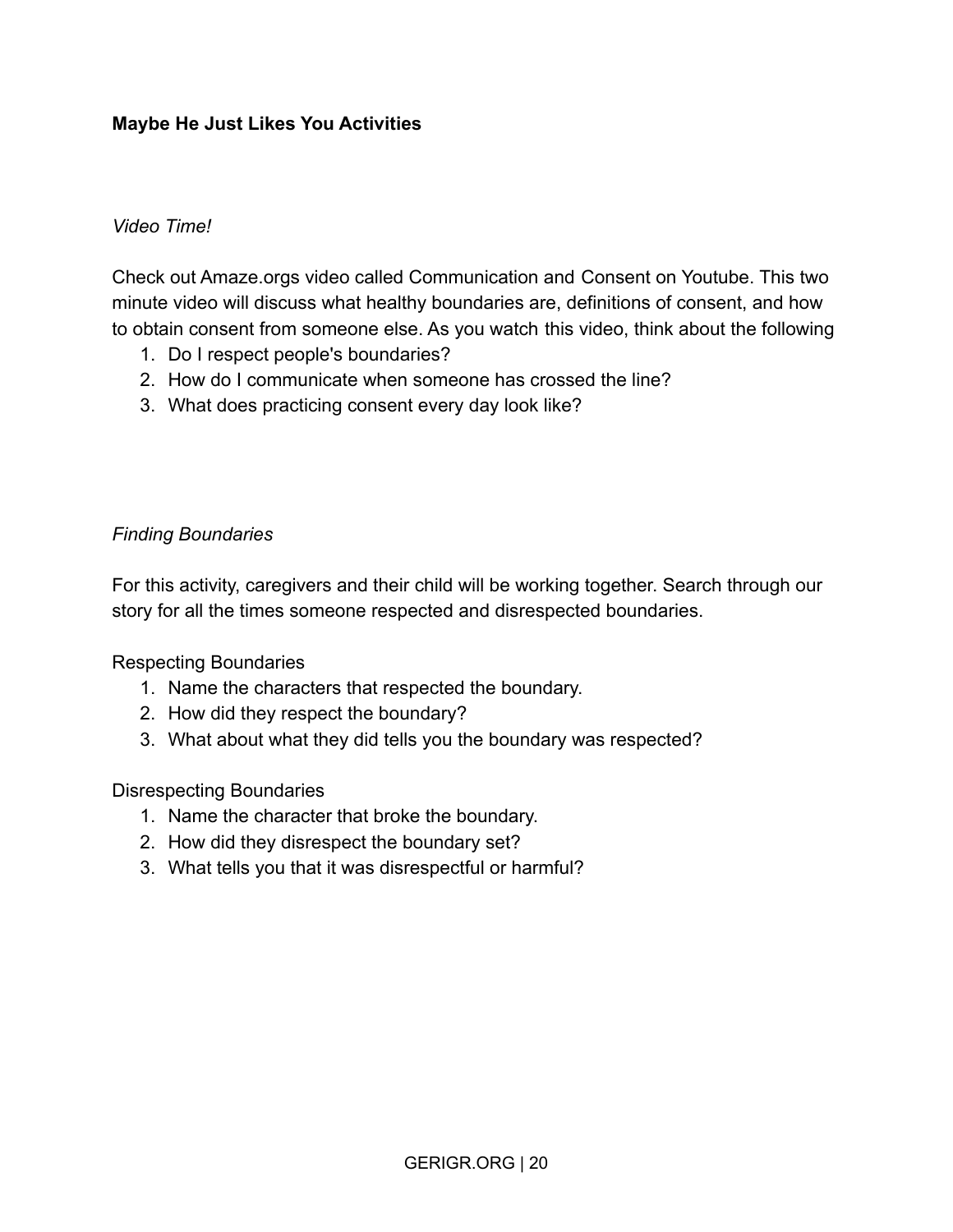**Maybe He Just Likes You Activities**

*Video Time!*

Check out Amaze.orgs video called Communication and Consent on Youtube. This two minute video will discuss what healthy boundaries are, definitions of consent, and how to obtain consent from someone else. As you watch this video, think about the following

1. Do I respect people's boundaries?
2. How do I communicate when someone has crossed the line?
3. What does practicing consent every day look like?

*Finding Boundaries*

For this activity, caregivers and their child will be working together. Search through our story for all the times someone respected and disrespected boundaries.

Respecting Boundaries

1. Name the characters that respected the boundary.
2. How did they respect the boundary?
3. What about what they did tells you the boundary was respected?

Disrespecting Boundaries

1. Name the character that broke the boundary.
2. How did they disrespect the boundary set?
3. What tells you that it was disrespectful or harmful?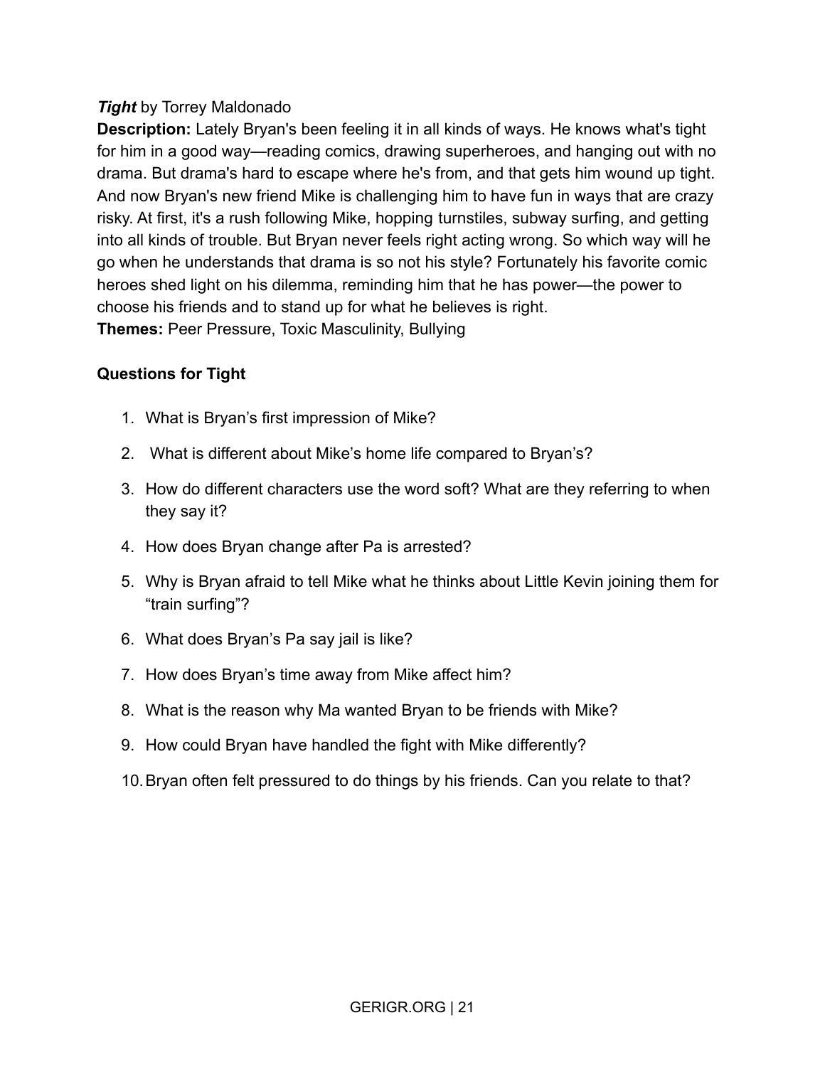***Tight*** by Torrey Maldonado

**Description:** Lately Bryan's been feeling it in all kinds of ways. He knows what's tight for him in a good way—reading comics, drawing superheroes, and hanging out with no drama. But drama's hard to escape where he's from, and that gets him wound up tight. And now Bryan's new friend Mike is challenging him to have fun in ways that are crazy risky. At first, it's a rush following Mike, hopping turnstiles, subway surfing, and getting into all kinds of trouble. But Bryan never feels right acting wrong. So which way will he go when he understands that drama is so not his style? Fortunately his favorite comic heroes shed light on his dilemma, reminding him that he has power—the power to choose his friends and to stand up for what he believes is right.

**Themes:** Peer Pressure, Toxic Masculinity, Bullying

**Questions for Tight**

1. What is Bryan's first impression of Mike?
2. What is different about Mike's home life compared to Bryan's?
3. How do different characters use the word soft? What are they referring to when they say it?
4. How does Bryan change after Pa is arrested?
5. Why is Bryan afraid to tell Mike what he thinks about Little Kevin joining them for "train surfing"?
6. What does Bryan's Pa say jail is like?
7. How does Bryan's time away from Mike affect him?
8. What is the reason why Ma wanted Bryan to be friends with Mike?
9. How could Bryan have handled the fight with Mike differently?
10. Bryan often felt pressured to do things by his friends. Can you relate to that?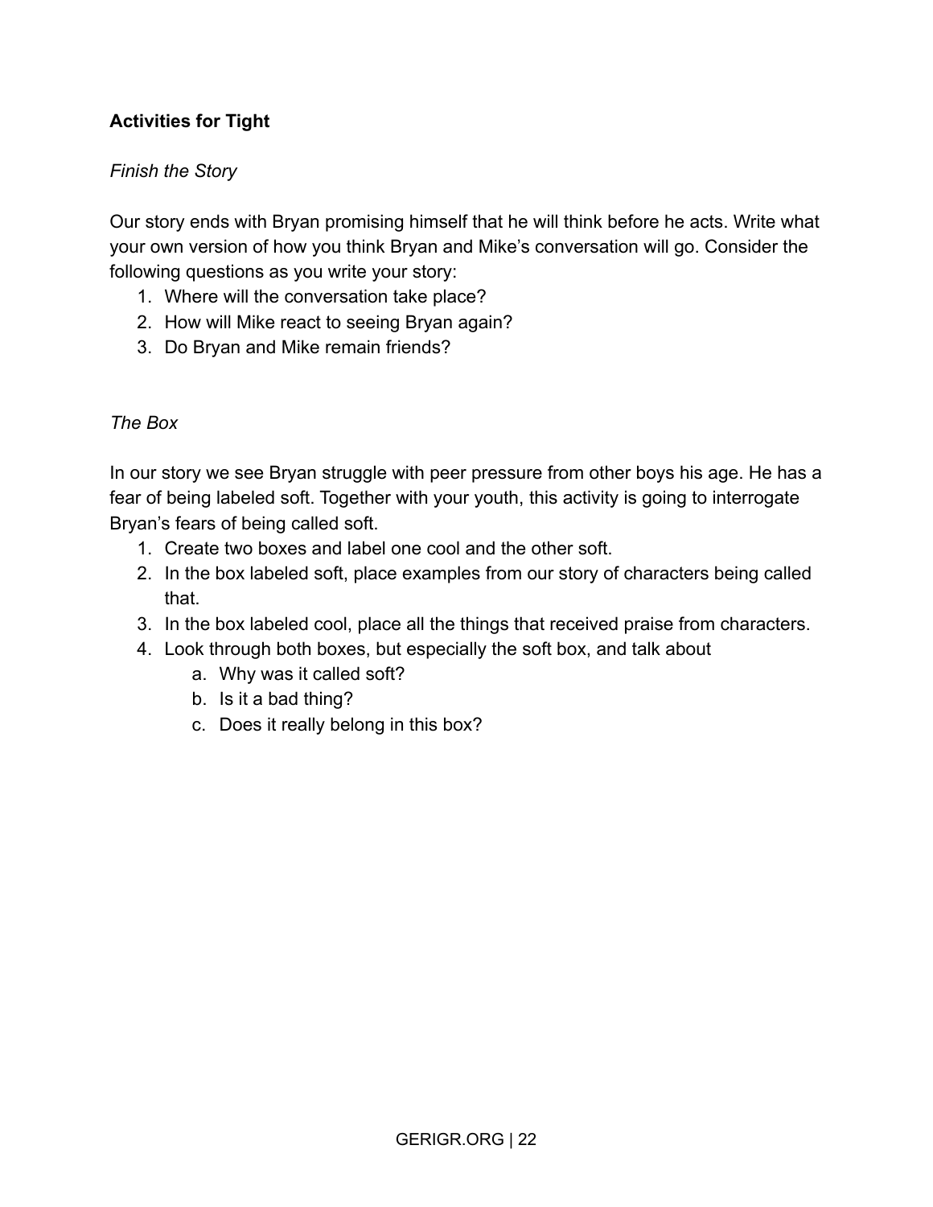**Activities for Tight**

*Finish the Story*

Our story ends with Bryan promising himself that he will think before he acts. Write what your own version of how you think Bryan and Mike's conversation will go. Consider the following questions as you write your story:

1. Where will the conversation take place?
2. How will Mike react to seeing Bryan again?
3. Do Bryan and Mike remain friends?

*The Box*

In our story we see Bryan struggle with peer pressure from other boys his age. He has a fear of being labeled soft. Together with your youth, this activity is going to interrogate Bryan's fears of being called soft.

1. Create two boxes and label one cool and the other soft.
2. In the box labeled soft, place examples from our story of characters being called that.
3. In the box labeled cool, place all the things that received praise from characters.
4. Look through both boxes, but especially the soft box, and talk about
    a. Why was it called soft?
    b. Is it a bad thing?
    c. Does it really belong in this box?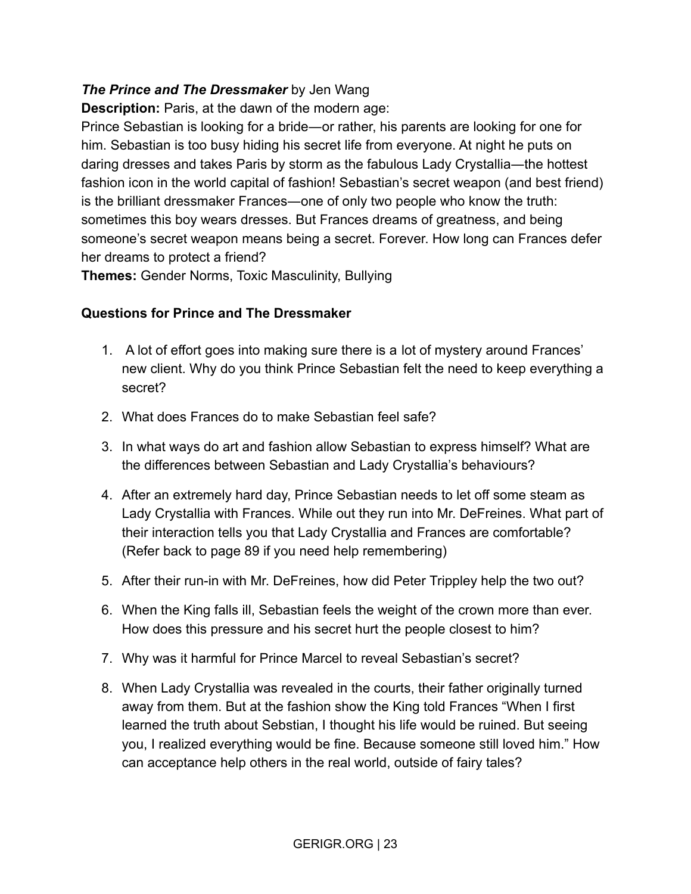***The Prince and The Dressmaker*** by Jen Wang

**Description:** Paris, at the dawn of the modern age:

Prince Sebastian is looking for a bride—or rather, his parents are looking for one for him. Sebastian is too busy hiding his secret life from everyone. At night he puts on daring dresses and takes Paris by storm as the fabulous Lady Crystallia—the hottest fashion icon in the world capital of fashion! Sebastian's secret weapon (and best friend) is the brilliant dressmaker Frances—one of only two people who know the truth: sometimes this boy wears dresses. But Frances dreams of greatness, and being someone's secret weapon means being a secret. Forever. How long can Frances defer her dreams to protect a friend?

**Themes:** Gender Norms, Toxic Masculinity, Bullying

**Questions for Prince and The Dressmaker**

1. A lot of effort goes into making sure there is a lot of mystery around Frances' new client. Why do you think Prince Sebastian felt the need to keep everything a secret?
2. What does Frances do to make Sebastian feel safe?
3. In what ways do art and fashion allow Sebastian to express himself? What are the differences between Sebastian and Lady Crystallia's behaviours?
4. After an extremely hard day, Prince Sebastian needs to let off some steam as Lady Crystallia with Frances. While out they run into Mr. DeFreines. What part of their interaction tells you that Lady Crystallia and Frances are comfortable? (Refer back to page 89 if you need help remembering)
5. After their run-in with Mr. DeFreines, how did Peter Trippley help the two out?
6. When the King falls ill, Sebastian feels the weight of the crown more than ever. How does this pressure and his secret hurt the people closest to him?
7. Why was it harmful for Prince Marcel to reveal Sebastian's secret?
8. When Lady Crystallia was revealed in the courts, their father originally turned away from them. But at the fashion show the King told Frances "When I first learned the truth about Sebstian, I thought his life would be ruined. But seeing you, I realized everything would be fine. Because someone still loved him." How can acceptance help others in the real world, outside of fairy tales?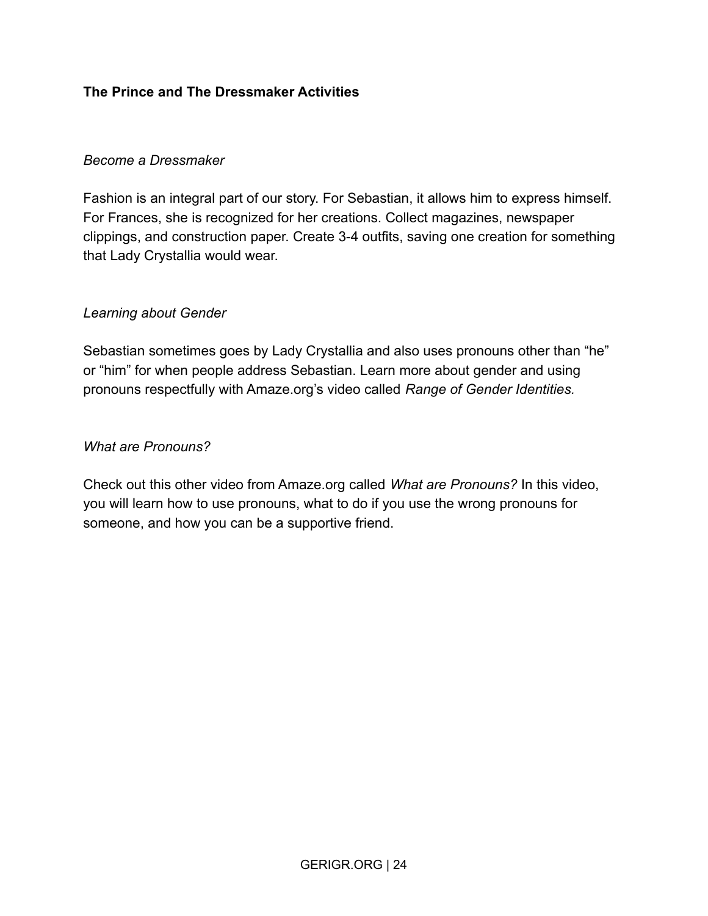**The Prince and The Dressmaker Activities**

*Become a Dressmaker*

Fashion is an integral part of our story. For Sebastian, it allows him to express himself. For Frances, she is recognized for her creations. Collect magazines, newspaper clippings, and construction paper. Create 3-4 outfits, saving one creation for something that Lady Crystallia would wear.

*Learning about Gender*

Sebastian sometimes goes by Lady Crystallia and also uses pronouns other than "he" or "him" for when people address Sebastian. Learn more about gender and using pronouns respectfully with Amaze.org's video called *Range of Gender Identities.*

*What are Pronouns?*

Check out this other video from Amaze.org called *What are Pronouns?* In this video, you will learn how to use pronouns, what to do if you use the wrong pronouns for someone, and how you can be a supportive friend.